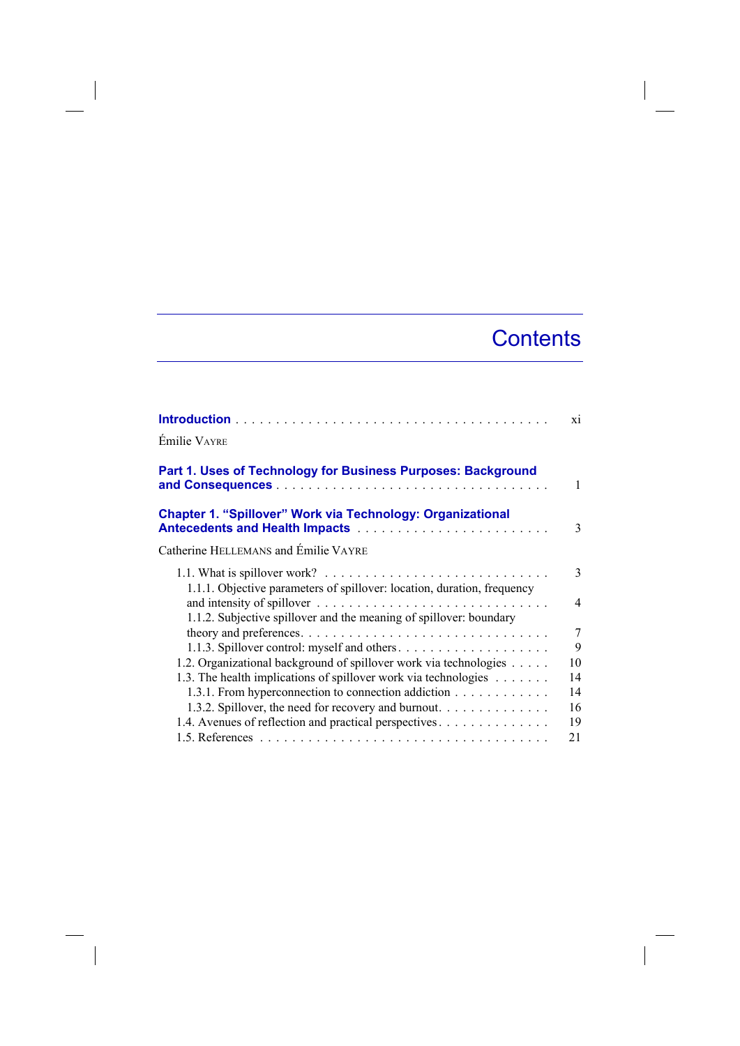# Contents

**Introduction** . . . . . . . . . . . . . . . . . . . . . . . . . . . . . . . . . . . . . . xi

Émilie VAYRE

**Part 1. Uses of Technology for Business Purposes: Background and Consequences** . . . . . . . . . . . . . . . . . . . . . . . . . . . . . . . . 1

**Chapter 1. "Spillover" Work via Technology: Organizational Antecedents and Health Impacts** . . . . . . . . . . . . . . . . . . . . . . . . . 3

Catherine HELLEMANS and Émilie VAYRE

1.1. What is spillover work? . . . . . . . . . . . . . . . . . . . . . . . . . . . . 3

1.1.1. Objective parameters of spillover: location, duration, frequency and intensity of spillover . . . . . . . . . . . . . . . . . . . . . . . . . . . . 4

1.1.2. Subjective spillover and the meaning of spillover: boundary theory and preferences. . . . . . . . . . . . . . . . . . . . . . . . . . . . . . 7

1.1.3. Spillover control: myself and others . . . . . . . . . . . . . . . . . . . 9

1.2. Organizational background of spillover work via technologies . . . . . 10

1.3. The health implications of spillover work via technologies . . . . . . . 14

1.3.1. From hyperconnection to connection addiction . . . . . . . . . . . . 14

1.3.2. Spillover, the need for recovery and burnout. . . . . . . . . . . . . . 16

1.4. Avenues of reflection and practical perspectives . . . . . . . . . . . . . . 19

1.5. References . . . . . . . . . . . . . . . . . . . . . . . . . . . . . . . . . . . 21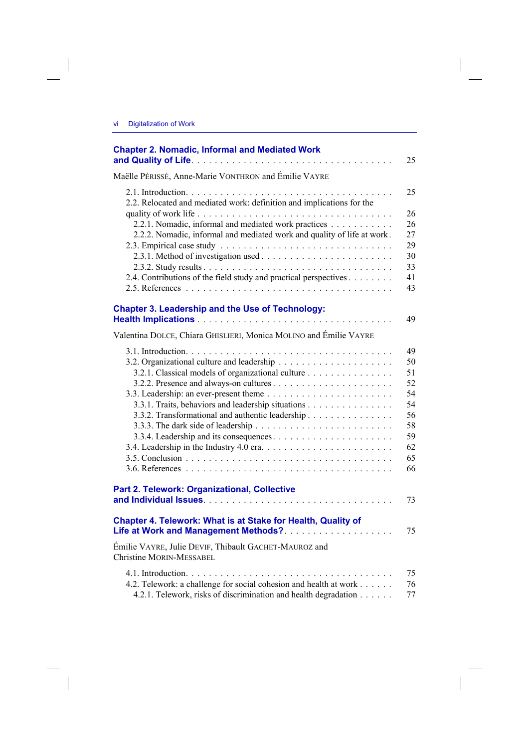**Chapter 2. Nomadic, Informal and Mediated Work and Quality of Life** . . . 25

Maëlle PÉRISSÉ, Anne-Marie VONTHRON and Émilie VAYRE

2.1. Introduction . . . 25
2.2. Relocated and mediated work: definition and implications for the quality of work life . . . 26
  2.2.1. Nomadic, informal and mediated work practices . . . 26
  2.2.2. Nomadic, informal and mediated work and quality of life at work . . . 27
2.3. Empirical case study . . . 29
  2.3.1. Method of investigation used . . . 30
  2.3.2. Study results . . . 33
2.4. Contributions of the field study and practical perspectives . . . 41
2.5. References . . . 43

**Chapter 3. Leadership and the Use of Technology: Health Implications** . . . 49

Valentina DOLCE, Chiara GHISLIERI, Monica MOLINO and Émilie VAYRE

3.1. Introduction . . . 49
3.2. Organizational culture and leadership . . . 50
  3.2.1. Classical models of organizational culture . . . 51
  3.2.2. Presence and always-on cultures . . . 52
3.3. Leadership: an ever-present theme . . . 54
  3.3.1. Traits, behaviors and leadership situations . . . 54
  3.3.2. Transformational and authentic leadership . . . 56
  3.3.3. The dark side of leadership . . . 58
  3.3.4. Leadership and its consequences . . . 59
3.4. Leadership in the Industry 4.0 era . . . 62
3.5. Conclusion . . . 65
3.6. References . . . 66

**Part 2. Telework: Organizational, Collective and Individual Issues** . . . 73

**Chapter 4. Telework: What is at Stake for Health, Quality of Life at Work and Management Methods?** . . . 75

Émilie VAYRE, Julie DEVIF, Thibault GACHET-MAUROZ and Christine MORIN-MESSABEL

4.1. Introduction . . . 75
4.2. Telework: a challenge for social cohesion and health at work . . . 76
  4.2.1. Telework, risks of discrimination and health degradation . . . 77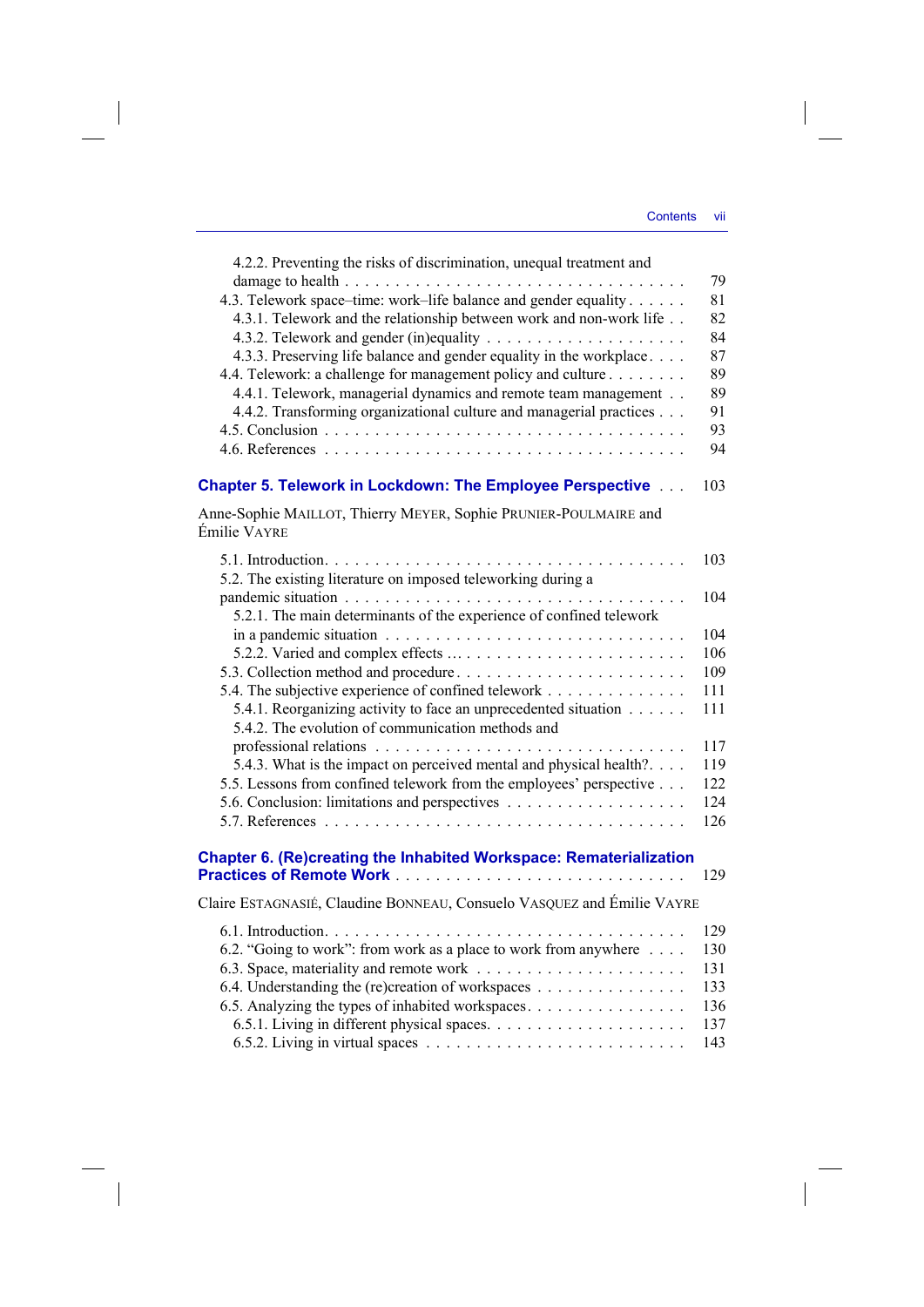4.2.2. Preventing the risks of discrimination, unequal treatment and damage to health . . . . . . . . . . . . . . . . . . . . . . . . . . . . . . . . . 79
4.3. Telework space–time: work–life balance and gender equality . . . . . . 81
4.3.1. Telework and the relationship between work and non-work life . . 82
4.3.2. Telework and gender (in)equality . . . . . . . . . . . . . . . . . . . . 84
4.3.3. Preserving life balance and gender equality in the workplace . . . . 87
4.4. Telework: a challenge for management policy and culture . . . . . . . . 89
4.4.1. Telework, managerial dynamics and remote team management . . 89
4.4.2. Transforming organizational culture and managerial practices . . . 91
4.5. Conclusion . . . . . . . . . . . . . . . . . . . . . . . . . . . . . . . . . . 93
4.6. References . . . . . . . . . . . . . . . . . . . . . . . . . . . . . . . . . . 94

**Chapter 5. Telework in Lockdown: The Employee Perspective** . . . 103

Anne-Sophie MAILLOT, Thierry MEYER, Sophie PRUNIER-POULMAIRE and Émilie VAYRE

5.1. Introduction . . . . . . . . . . . . . . . . . . . . . . . . . . . . . . . . . . 103
5.2. The existing literature on imposed teleworking during a pandemic situation . . . . . . . . . . . . . . . . . . . . . . . . . . . . . . . . 104
5.2.1. The main determinants of the experience of confined telework in a pandemic situation . . . . . . . . . . . . . . . . . . . . . . . . . . 104
5.2.2. Varied and complex effects ... . . . . . . . . . . . . . . . . . . . . . . 106
5.3. Collection method and procedure . . . . . . . . . . . . . . . . . . . . . . 109
5.4. The subjective experience of confined telework . . . . . . . . . . . . . . 111
5.4.1. Reorganizing activity to face an unprecedented situation . . . . . . 111
5.4.2. The evolution of communication methods and professional relations . . . . . . . . . . . . . . . . . . . . . . . . . . . . . . . 117
5.4.3. What is the impact on perceived mental and physical health? . . . . 119
5.5. Lessons from confined telework from the employees' perspective . . . 122
5.6. Conclusion: limitations and perspectives . . . . . . . . . . . . . . . . . . 124
5.7. References . . . . . . . . . . . . . . . . . . . . . . . . . . . . . . . . . . 126

**Chapter 6. (Re)creating the Inhabited Workspace: Rematerialization Practices of Remote Work** . . . . . . . . . . . . . . . . . . . . . . . . . . . . 129

Claire ESTAGNASIÉ, Claudine BONNEAU, Consuelo VASQUEZ and Émilie VAYRE

6.1. Introduction . . . . . . . . . . . . . . . . . . . . . . . . . . . . . . . . . . 129
6.2. "Going to work": from work as a place to work from anywhere . . . . 130
6.3. Space, materiality and remote work . . . . . . . . . . . . . . . . . . . . . 131
6.4. Understanding the (re)creation of workspaces . . . . . . . . . . . . . . . 133
6.5. Analyzing the types of inhabited workspaces . . . . . . . . . . . . . . . . 136
6.5.1. Living in different physical spaces . . . . . . . . . . . . . . . . . . . . 137
6.5.2. Living in virtual spaces . . . . . . . . . . . . . . . . . . . . . . . . . . 143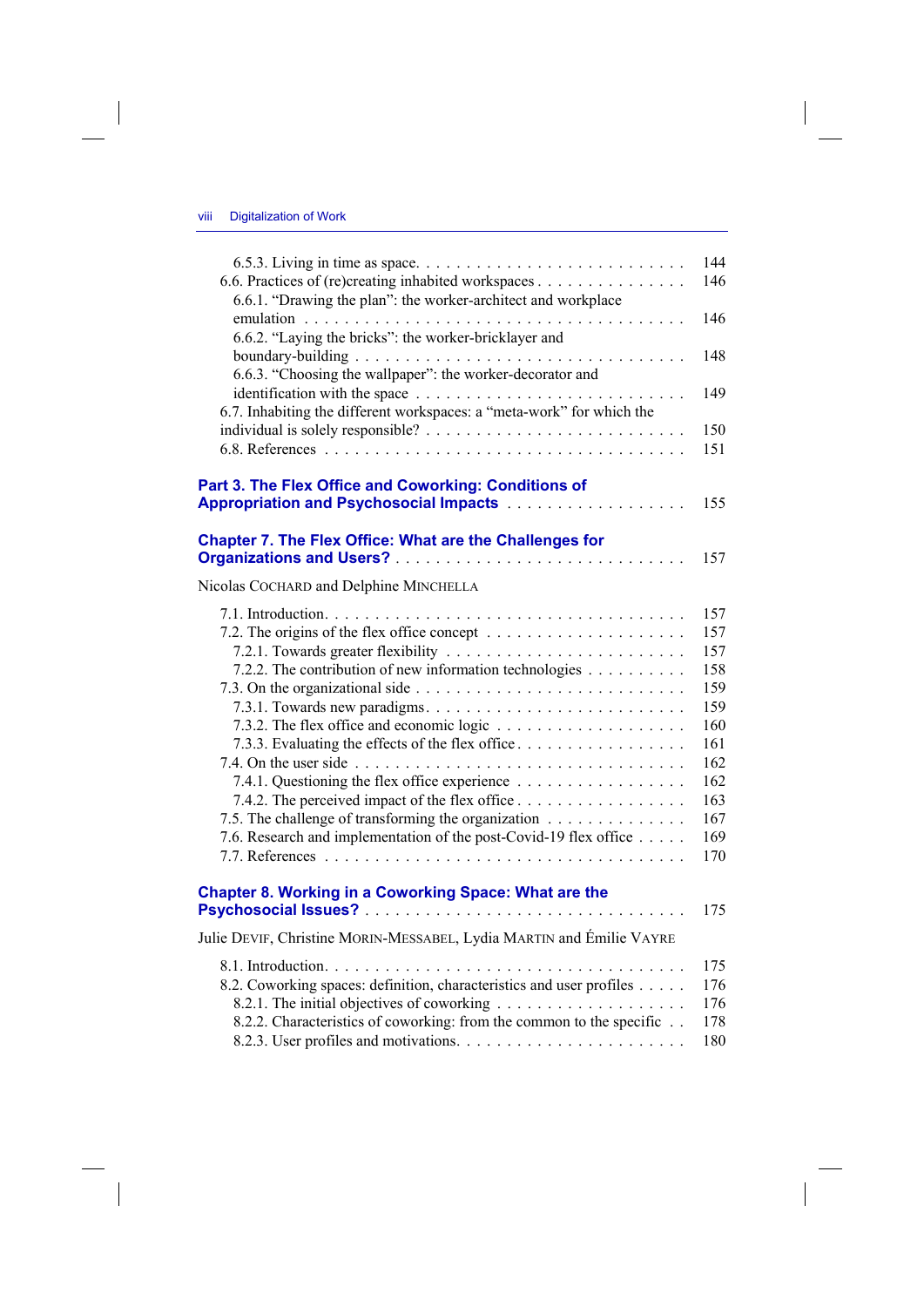6.5.3. Living in time as space. . . . . . . . . . . . . . . . . . . . . . . . . . . 144
6.6. Practices of (re)creating inhabited workspaces . . . . . . . . . . . . . . . 146
6.6.1. “Drawing the plan”: the worker-architect and workplace emulation . . . . . . . . . . . . . . . . . . . . . . . . . . . . . . . . . . . . . . 146
6.6.2. “Laying the bricks”: the worker-bricklayer and boundary-building . . . . . . . . . . . . . . . . . . . . . . . . . . . . . . . . 148
6.6.3. “Choosing the wallpaper”: the worker-decorator and identification with the space . . . . . . . . . . . . . . . . . . . . . . . . . . . 149
6.7. Inhabiting the different workspaces: a “meta-work” for which the individual is solely responsible? . . . . . . . . . . . . . . . . . . . . . . . . . . 150
6.8. References . . . . . . . . . . . . . . . . . . . . . . . . . . . . . . . . . . . 151

**Part 3. The Flex Office and Coworking: Conditions of Appropriation and Psychosocial Impacts** . . . . . . . . . . . . . . . . . . 155

**Chapter 7. The Flex Office: What are the Challenges for Organizations and Users?** . . . . . . . . . . . . . . . . . . . . . . . . . . . 157

Nicolas COCHARD and Delphine MINCHELLA

7.1. Introduction. . . . . . . . . . . . . . . . . . . . . . . . . . . . . . . . . . . . 157
7.2. The origins of the flex office concept . . . . . . . . . . . . . . . . . . . . 157
7.2.1. Towards greater flexibility . . . . . . . . . . . . . . . . . . . . . . . . 157
7.2.2. The contribution of new information technologies . . . . . . . . . . 158
7.3. On the organizational side . . . . . . . . . . . . . . . . . . . . . . . . . . 159
7.3.1. Towards new paradigms. . . . . . . . . . . . . . . . . . . . . . . . . . 159
7.3.2. The flex office and economic logic . . . . . . . . . . . . . . . . . . . 160
7.3.3. Evaluating the effects of the flex office. . . . . . . . . . . . . . . . . 161
7.4. On the user side . . . . . . . . . . . . . . . . . . . . . . . . . . . . . . . . 162
7.4.1. Questioning the flex office experience . . . . . . . . . . . . . . . . . 162
7.4.2. The perceived impact of the flex office . . . . . . . . . . . . . . . . . 163
7.5. The challenge of transforming the organization . . . . . . . . . . . . . . 167
7.6. Research and implementation of the post-Covid-19 flex office . . . . . 169
7.7. References . . . . . . . . . . . . . . . . . . . . . . . . . . . . . . . . . . . 170

**Chapter 8. Working in a Coworking Space: What are the Psychosocial Issues?** . . . . . . . . . . . . . . . . . . . . . . . . . . . . . . . 175

Julie DEVIF, Christine MORIN-MESSABEL, Lydia MARTIN and Émilie VAYRE

8.1. Introduction. . . . . . . . . . . . . . . . . . . . . . . . . . . . . . . . . . . . 175
8.2. Coworking spaces: definition, characteristics and user profiles . . . . . 176
8.2.1. The initial objectives of coworking . . . . . . . . . . . . . . . . . . . 176
8.2.2. Characteristics of coworking: from the common to the specific . . 178
8.2.3. User profiles and motivations. . . . . . . . . . . . . . . . . . . . . . . 180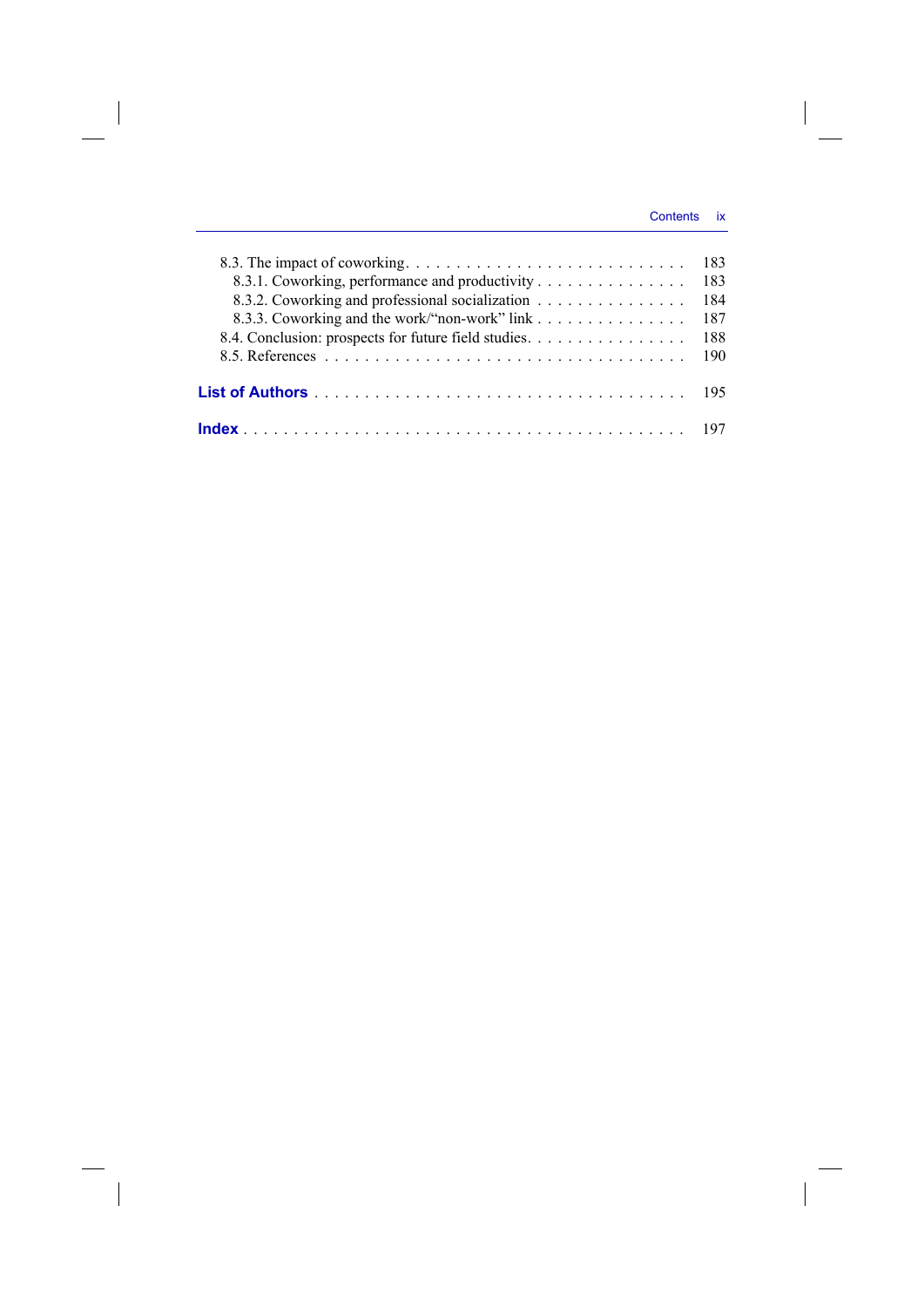8.3. The impact of coworking . . . . . . . . . . . . . . . . . . . . . . . . . . . . 183
8.3.1. Coworking, performance and productivity . . . . . . . . . . . . . . . 183
8.3.2. Coworking and professional socialization . . . . . . . . . . . . . . . 184
8.3.3. Coworking and the work/"non-work" link . . . . . . . . . . . . . . . 187
8.4. Conclusion: prospects for future field studies . . . . . . . . . . . . . . . . 188
8.5. References . . . . . . . . . . . . . . . . . . . . . . . . . . . . . . . . . . . . 190

**List of Authors** . . . . . . . . . . . . . . . . . . . . . . . . . . . . . . . . . . . 195

**Index** . . . . . . . . . . . . . . . . . . . . . . . . . . . . . . . . . . . . . . . . 197